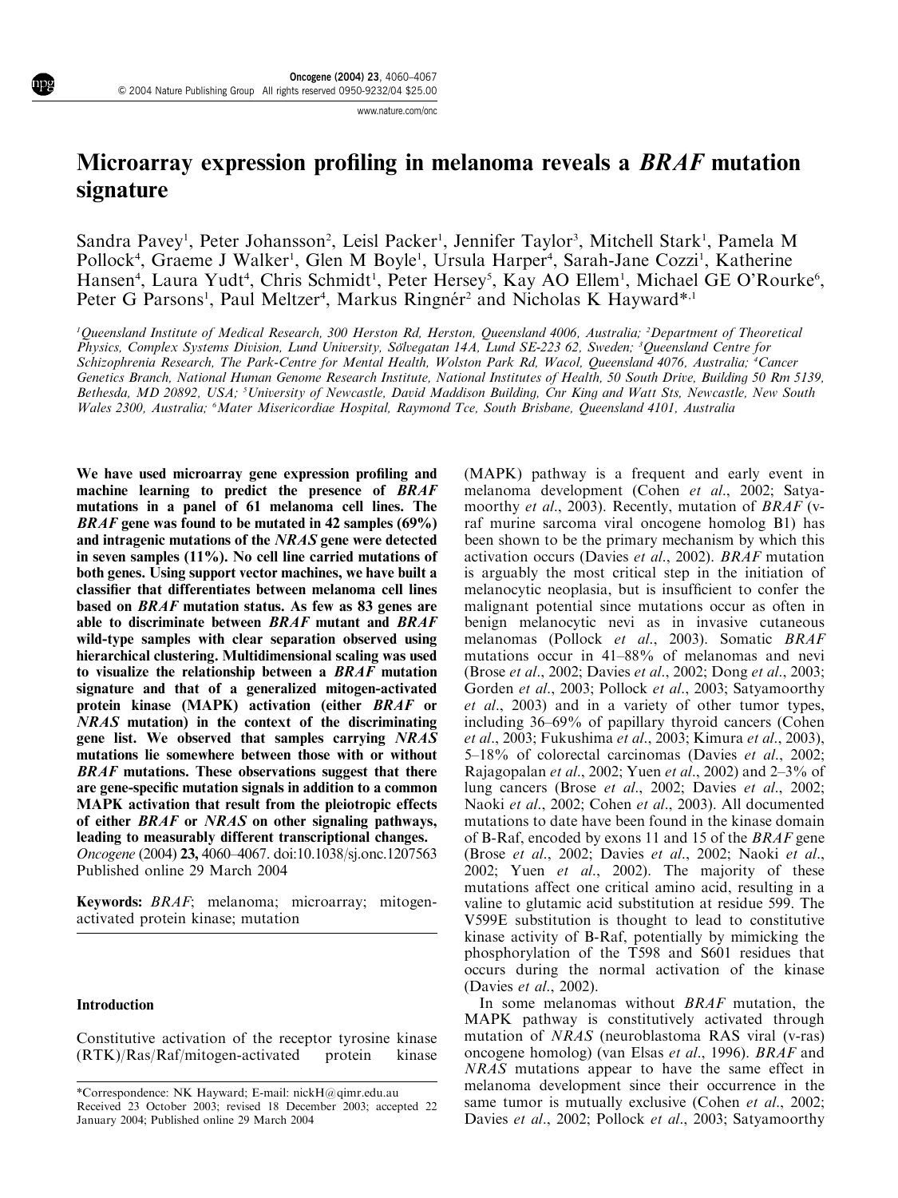# Microarray expression profiling in melanoma reveals a *BRAF* mutation signature

Sandra Pavey[1], Peter Johansson[2], Leisl Packer[1], Jennifer Taylor[3], Mitchell Stark[1], Pamela M Pollock[4], Graeme J Walker[1], Glen M Boyle[1], Ursula Harper[4], Sarah-Jane Cozzi[1], Katherine Hansen[4], Laura Yudt[4], Chris Schmidt[1], Peter Hersey[5], Kay AO Ellem[1], Michael GE O'Rourke[6], Peter G Parsons[1], Paul Meltzer[4], Markus Ringnér[2] and Nicholas K Hayward*[,1]

[1]Queensland Institute of Medical Research, 300 Herston Rd, Herston, Queensland 4006, Australia; [2]Department of Theoretical Physics, Complex Systems Division, Lund University, Sölvegatan 14A, Lund SE-223 62, Sweden; [3]Queensland Centre for Schizophrenia Research, The Park-Centre for Mental Health, Wolston Park Rd, Wacol, Queensland 4076, Australia; [4]Cancer Genetics Branch, National Human Genome Research Institute, National Institutes of Health, 50 South Drive, Building 50 Rm 5139, Bethesda, MD 20892, USA; [5]University of Newcastle, David Maddison Building, Cnr King and Watt Sts, Newcastle, New South Wales 2300, Australia; [6]Mater Misericordiae Hospital, Raymond Tce, South Brisbane, Queensland 4101, Australia

**We have used microarray gene expression profiling and machine learning to predict the presence of *BRAF* mutations in a panel of 61 melanoma cell lines. The *BRAF* gene was found to be mutated in 42 samples (69%) and intragenic mutations of the *NRAS* gene were detected in seven samples (11%). No cell line carried mutations of both genes. Using support vector machines, we have built a classifier that differentiates between melanoma cell lines based on *BRAF* mutation status. As few as 83 genes are able to discriminate between *BRAF* mutant and *BRAF* wild-type samples with clear separation observed using hierarchical clustering. Multidimensional scaling was used to visualize the relationship between a *BRAF* mutation signature and that of a generalized mitogen-activated protein kinase (MAPK) activation (either *BRAF* or *NRAS* mutation) in the context of the discriminating gene list. We observed that samples carrying *NRAS* mutations lie somewhere between those with or without *BRAF* mutations. These observations suggest that there are gene-specific mutation signals in addition to a common MAPK activation that result from the pleiotropic effects of either *BRAF* or *NRAS* on other signaling pathways, leading to measurably different transcriptional changes.**
*Oncogene* (2004) **23,** 4060–4067. doi:10.1038/sj.onc.1207563
Published online 29 March 2004

**Keywords:** *BRAF*; melanoma; microarray; mitogen-activated protein kinase; mutation

## Introduction

Constitutive activation of the receptor tyrosine kinase (RTK)/Ras/Raf/mitogen-activated protein kinase (MAPK) pathway is a frequent and early event in melanoma development (Cohen *et al*., 2002; Satyamoorthy *et al*., 2003). Recently, mutation of *BRAF* (v-raf murine sarcoma viral oncogene homolog B1) has been shown to be the primary mechanism by which this activation occurs (Davies *et al*., 2002). *BRAF* mutation is arguably the most critical step in the initiation of melanocytic neoplasia, but is insufficient to confer the malignant potential since mutations occur as often in benign melanocytic nevi as in invasive cutaneous melanomas (Pollock *et al*., 2003). Somatic *BRAF* mutations occur in 41–88% of melanomas and nevi (Brose *et al*., 2002; Davies *et al*., 2002; Dong *et al*., 2003; Gorden *et al*., 2003; Pollock *et al*., 2003; Satyamoorthy *et al*., 2003) and in a variety of other tumor types, including 36–69% of papillary thyroid cancers (Cohen *et al*., 2003; Fukushima *et al*., 2003; Kimura *et al*., 2003), 5–18% of colorectal carcinomas (Davies *et al*., 2002; Rajagopalan *et al*., 2002; Yuen *et al*., 2002) and 2–3% of lung cancers (Brose *et al*., 2002; Davies *et al*., 2002; Naoki *et al*., 2002; Cohen *et al*., 2003). All documented mutations to date have been found in the kinase domain of B-Raf, encoded by exons 11 and 15 of the *BRAF* gene (Brose *et al*., 2002; Davies *et al*., 2002; Naoki *et al*., 2002; Yuen *et al*., 2002). The majority of these mutations affect one critical amino acid, resulting in a valine to glutamic acid substitution at residue 599. The V599E substitution is thought to lead to constitutive kinase activity of B-Raf, potentially by mimicking the phosphorylation of the T598 and S601 residues that occurs during the normal activation of the kinase (Davies *et al*., 2002).

In some melanomas without *BRAF* mutation, the MAPK pathway is constitutively activated through mutation of *NRAS* (neuroblastoma RAS viral (v-ras) oncogene homolog) (van Elsas *et al*., 1996). *BRAF* and *NRAS* mutations appear to have the same effect in melanoma development since their occurrence in the same tumor is mutually exclusive (Cohen *et al*., 2002; Davies *et al*., 2002; Pollock *et al*., 2003; Satyamoorthy

*Correspondence: NK Hayward; E-mail: nickH@qimr.edu.au
Received 23 October 2003; revised 18 December 2003; accepted 22 January 2004; Published online 29 March 2004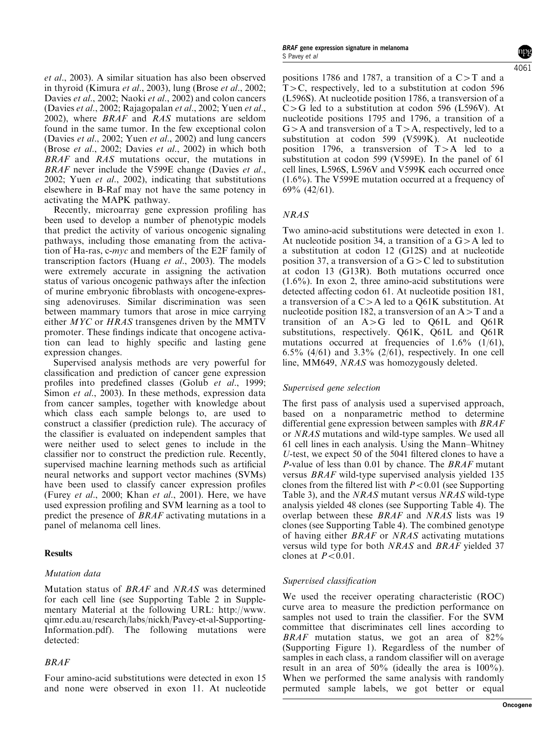*et al*., 2003). A similar situation has also been observed in thyroid (Kimura *et al*., 2003), lung (Brose *et al*., 2002; Davies *et al*., 2002; Naoki *et al*., 2002) and colon cancers (Davies *et al*., 2002; Rajagopalan *et al*., 2002; Yuen *et al*., 2002), where *BRAF* and *RAS* mutations are seldom found in the same tumor. In the few exceptional colon (Davies *et al*., 2002; Yuen *et al*., 2002) and lung cancers (Brose *et al*., 2002; Davies *et al*., 2002) in which both *BRAF* and *RAS* mutations occur, the mutations in *BRAF* never include the V599E change (Davies *et al*., 2002; Yuen *et al*., 2002), indicating that substitutions elsewhere in B-Raf may not have the same potency in activating the MAPK pathway.

Recently, microarray gene expression profiling has been used to develop a number of phenotypic models that predict the activity of various oncogenic signaling pathways, including those emanating from the activation of Ha-ras, c-*myc* and members of the E2F family of transcription factors (Huang *et al*., 2003). The models were extremely accurate in assigning the activation status of various oncogenic pathways after the infection of murine embryonic fibroblasts with oncogene-expressing adenoviruses. Similar discrimination was seen between mammary tumors that arose in mice carrying either *MYC* or *HRAS* transgenes driven by the MMTV promoter. These findings indicate that oncogene activation can lead to highly specific and lasting gene expression changes.

Supervised analysis methods are very powerful for classification and prediction of cancer gene expression profiles into predefined classes (Golub *et al*., 1999; Simon *et al*., 2003). In these methods, expression data from cancer samples, together with knowledge about which class each sample belongs to, are used to construct a classifier (prediction rule). The accuracy of the classifier is evaluated on independent samples that were neither used to select genes to include in the classifier nor to construct the prediction rule. Recently, supervised machine learning methods such as artificial neural networks and support vector machines (SVMs) have been used to classify cancer expression profiles (Furey *et al*., 2000; Khan *et al*., 2001). Here, we have used expression profiling and SVM learning as a tool to predict the presence of *BRAF* activating mutations in a panel of melanoma cell lines.

## Results

### *Mutation data*

Mutation status of *BRAF* and *NRAS* was determined for each cell line (see Supporting Table 2 in Supplementary Material at the following URL: http://www.qimr.edu.au/research/labs/nickh/Pavey-et-al-Supporting-Information.pdf). The following mutations were detected:

### *BRAF*

Four amino-acid substitutions were detected in exon 15 and none were observed in exon 11. At nucleotide positions 1786 and 1787, a transition of a C>T and a T>C, respectively, led to a substitution at codon 596 (L596S). At nucleotide position 1786, a transversion of a C>G led to a substitution at codon 596 (L596V). At nucleotide positions 1795 and 1796, a transition of a G>A and transversion of a T>A, respectively, led to a substitution at codon 599 (V599K). At nucleotide position 1796, a transversion of T>A led to a substitution at codon 599 (V599E). In the panel of 61 cell lines, L596S, L596V and V599K each occurred once (1.6%). The V599E mutation occurred at a frequency of 69% (42/61).

### *NRAS*

Two amino-acid substitutions were detected in exon 1. At nucleotide position 34, a transition of a G>A led to a substitution at codon 12 (G12S) and at nucleotide position 37, a transversion of a G>C led to substitution at codon 13 (G13R). Both mutations occurred once (1.6%). In exon 2, three amino-acid substitutions were detected affecting codon 61. At nucleotide position 181, a transversion of a C>A led to a Q61K substitution. At nucleotide position 182, a transversion of an A>T and a transition of an A>G led to Q61L and Q61R substitutions, respectively. Q61K, Q61L and Q61R mutations occurred at frequencies of 1.6% (1/61), 6.5% (4/61) and 3.3% (2/61), respectively. In one cell line, MM649, *NRAS* was homozygously deleted.

### *Supervised gene selection*

The first pass of analysis used a supervised approach, based on a nonparametric method to determine differential gene expression between samples with *BRAF* or *NRAS* mutations and wild-type samples. We used all 61 cell lines in each analysis. Using the Mann–Whitney *U*-test, we expect 50 of the 5041 filtered clones to have a *P*-value of less than 0.01 by chance. The *BRAF* mutant versus *BRAF* wild-type supervised analysis yielded 135 clones from the filtered list with $P<0.01$ (see Supporting Table 3), and the *NRAS* mutant versus *NRAS* wild-type analysis yielded 48 clones (see Supporting Table 4). The overlap between these *BRAF* and *NRAS* lists was 19 clones (see Supporting Table 4). The combined genotype of having either *BRAF* or *NRAS* activating mutations versus wild type for both *NRAS* and *BRAF* yielded 37 clones at $P<0.01$.

### *Supervised classification*

We used the receiver operating characteristic (ROC) curve area to measure the prediction performance on samples not used to train the classifier. For the SVM committee that discriminates cell lines according to *BRAF* mutation status, we got an area of 82% (Supporting Figure 1). Regardless of the number of samples in each class, a random classifier will on average result in an area of 50% (ideally the area is 100%). When we performed the same analysis with randomly permuted sample labels, we got better or equal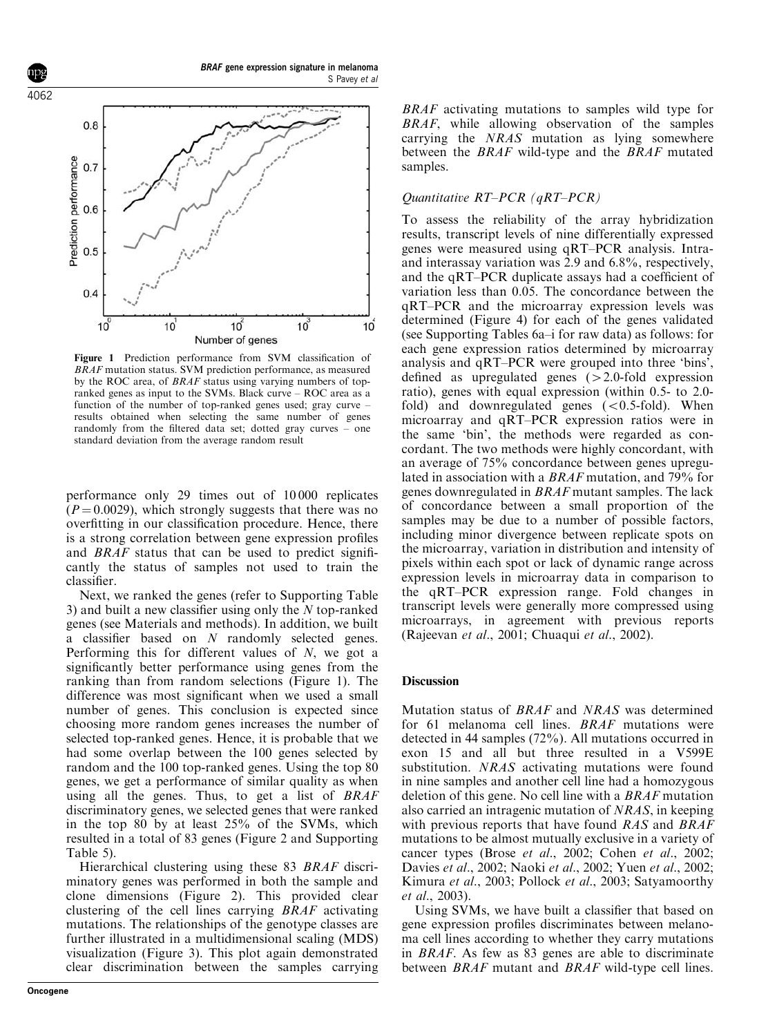Figure 1 Prediction performance from SVM classification of *BRAF* mutation status. SVM prediction performance, as measured by the ROC area, of *BRAF* status using varying numbers of top-ranked genes as input to the SVMs. Black curve – ROC area as a function of the number of top-ranked genes used; gray curve – results obtained when selecting the same number of genes randomly from the filtered data set; dotted gray curves – one standard deviation from the average random result

performance only 29 times out of 10 000 replicates ($P = 0.0029$), which strongly suggests that there was no overfitting in our classification procedure. Hence, there is a strong correlation between gene expression profiles and *BRAF* status that can be used to predict significantly the status of samples not used to train the classifier.

Next, we ranked the genes (refer to Supporting Table 3) and built a new classifier using only the $N$ top-ranked genes (see Materials and methods). In addition, we built a classifier based on $N$ randomly selected genes. Performing this for different values of $N$, we got a significantly better performance using genes from the ranking than from random selections (Figure 1). The difference was most significant when we used a small number of genes. This conclusion is expected since choosing more random genes increases the number of selected top-ranked genes. Hence, it is probable that we had some overlap between the 100 genes selected by random and the 100 top-ranked genes. Using the top 80 genes, we get a performance of similar quality as when using all the genes. Thus, to get a list of *BRAF* discriminatory genes, we selected genes that were ranked in the top 80 by at least 25% of the SVMs, which resulted in a total of 83 genes (Figure 2 and Supporting Table 5).

Hierarchical clustering using these 83 *BRAF* discriminatory genes was performed in both the sample and clone dimensions (Figure 2). This provided clear clustering of the cell lines carrying *BRAF* activating mutations. The relationships of the genotype classes are further illustrated in a multidimensional scaling (MDS) visualization (Figure 3). This plot again demonstrated clear discrimination between the samples carrying *BRAF* activating mutations to samples wild type for *BRAF*, while allowing observation of the samples carrying the *NRAS* mutation as lying somewhere between the *BRAF* wild-type and the *BRAF* mutated samples.

### *Quantitative RT–PCR (qRT–PCR)*

To assess the reliability of the array hybridization results, transcript levels of nine differentially expressed genes were measured using qRT–PCR analysis. Intra- and interassay variation was 2.9 and 6.8%, respectively, and the qRT–PCR duplicate assays had a coefficient of variation less than 0.05. The concordance between the qRT–PCR and the microarray expression levels was determined (Figure 4) for each of the genes validated (see Supporting Tables 6a–i for raw data) as follows: for each gene expression ratios determined by microarray analysis and qRT–PCR were grouped into three 'bins', defined as upregulated genes (>2.0-fold expression ratio), genes with equal expression (within 0.5- to 2.0-fold) and downregulated genes (<0.5-fold). When microarray and qRT–PCR expression ratios were in the same 'bin', the methods were regarded as concordant. The two methods were highly concordant, with an average of 75% concordance between genes upregulated in association with a *BRAF* mutation, and 79% for genes downregulated in *BRAF* mutant samples. The lack of concordance between a small proportion of the samples may be due to a number of possible factors, including minor divergence between replicate spots on the microarray, variation in distribution and intensity of pixels within each spot or lack of dynamic range across expression levels in microarray data in comparison to the qRT–PCR expression range. Fold changes in transcript levels were generally more compressed using microarrays, in agreement with previous reports (Rajeevan *et al*., 2001; Chuaqui *et al*., 2002).

## Discussion

Mutation status of *BRAF* and *NRAS* was determined for 61 melanoma cell lines. *BRAF* mutations were detected in 44 samples (72%). All mutations occurred in exon 15 and all but three resulted in a V599E substitution. *NRAS* activating mutations were found in nine samples and another cell line had a homozygous deletion of this gene. No cell line with a *BRAF* mutation also carried an intragenic mutation of *NRAS*, in keeping with previous reports that have found *RAS* and *BRAF* mutations to be almost mutually exclusive in a variety of cancer types (Brose *et al*., 2002; Cohen *et al*., 2002; Davies *et al*., 2002; Naoki *et al*., 2002; Yuen *et al*., 2002; Kimura *et al*., 2003; Pollock *et al*., 2003; Satyamoorthy *et al*., 2003).

Using SVMs, we have built a classifier that based on gene expression profiles discriminates between melanoma cell lines according to whether they carry mutations in *BRAF*. As few as 83 genes are able to discriminate between *BRAF* mutant and *BRAF* wild-type cell lines.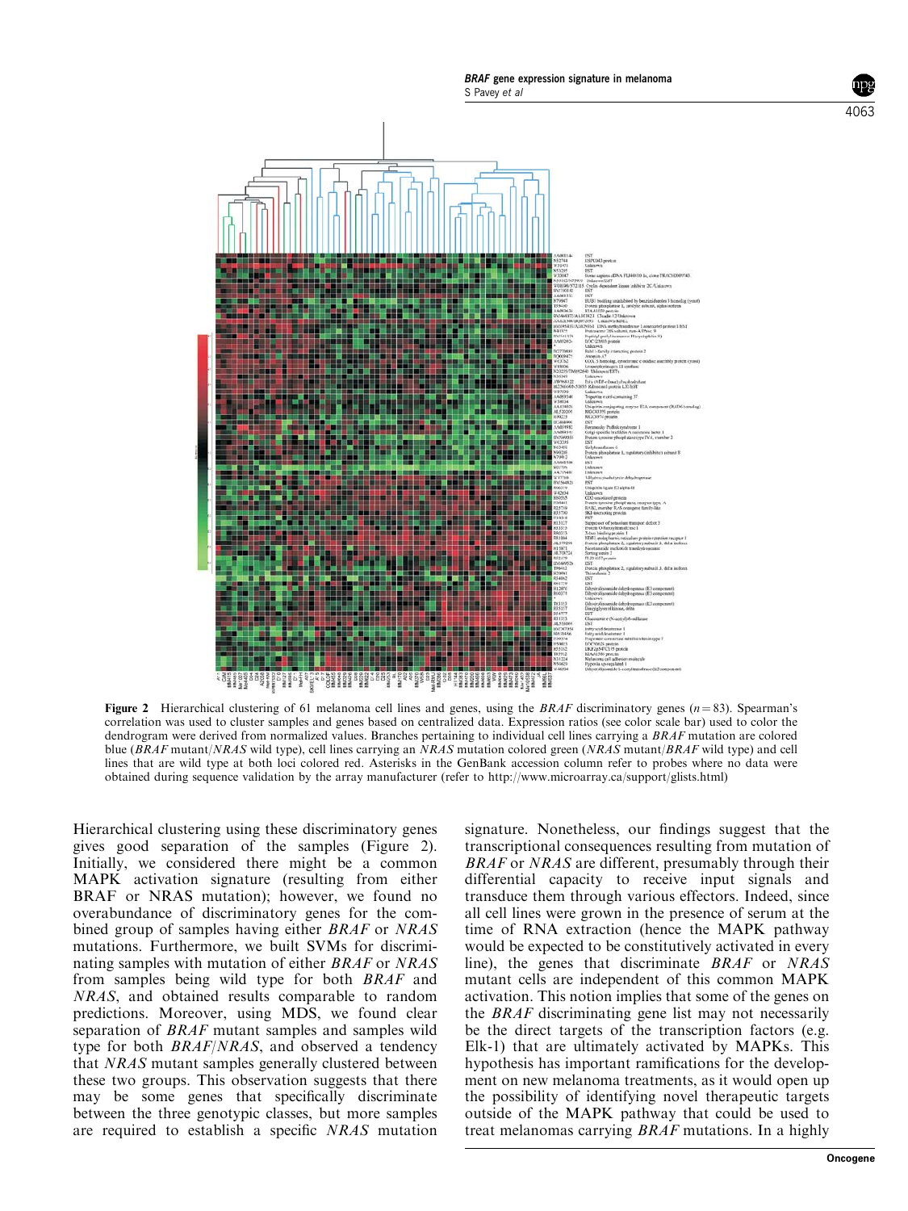**Figure 2** Hierarchical clustering of 61 melanoma cell lines and genes, using the *BRAF* discriminatory genes ($n = 83$). Spearman's correlation was used to cluster samples and genes based on centralized data. Expression ratios (see color scale bar) used to color the dendrogram were derived from normalized values. Branches pertaining to individual cell lines carrying a *BRAF* mutation are colored blue (*BRAF* mutant/*NRAS* wild type), cell lines carrying an *NRAS* mutation colored green (*NRAS* mutant/*BRAF* wild type) and cell lines that are wild type at both loci colored red. Asterisks in the GenBank accession column refer to probes where no data were obtained during sequence validation by the array manufacturer (refer to http://www.microarray.ca/support/glists.html)

Hierarchical clustering using these discriminatory genes gives good separation of the samples (Figure 2). Initially, we considered there might be a common MAPK activation signature (resulting from either BRAF or NRAS mutation); however, we found no overabundance of discriminatory genes for the combined group of samples having either *BRAF* or *NRAS* mutations. Furthermore, we built SVMs for discriminating samples with mutation of either *BRAF* or *NRAS* from samples being wild type for both *BRAF* and *NRAS*, and obtained results comparable to random predictions. Moreover, using MDS, we found clear separation of *BRAF* mutant samples and samples wild type for both *BRAF*/*NRAS*, and observed a tendency that *NRAS* mutant samples generally clustered between these two groups. This observation suggests that there may be some genes that specifically discriminate between the three genotypic classes, but more samples are required to establish a specific *NRAS* mutation signature. Nonetheless, our findings suggest that the transcriptional consequences resulting from mutation of *BRAF* or *NRAS* are different, presumably through their differential capacity to receive input signals and transduce them through various effectors. Indeed, since all cell lines were grown in the presence of serum at the time of RNA extraction (hence the MAPK pathway would be expected to be constitutively activated in every line), the genes that discriminate *BRAF* or *NRAS* mutant cells are independent of this common MAPK activation. This notion implies that some of the genes on the *BRAF* discriminating gene list may not necessarily be the direct targets of the transcription factors (e.g. Elk-1) that are ultimately activated by MAPKs. This hypothesis has important ramifications for the development on new melanoma treatments, as it would open up the possibility of identifying novel therapeutic targets outside of the MAPK pathway that could be used to treat melanomas carrying *BRAF* mutations. In a highly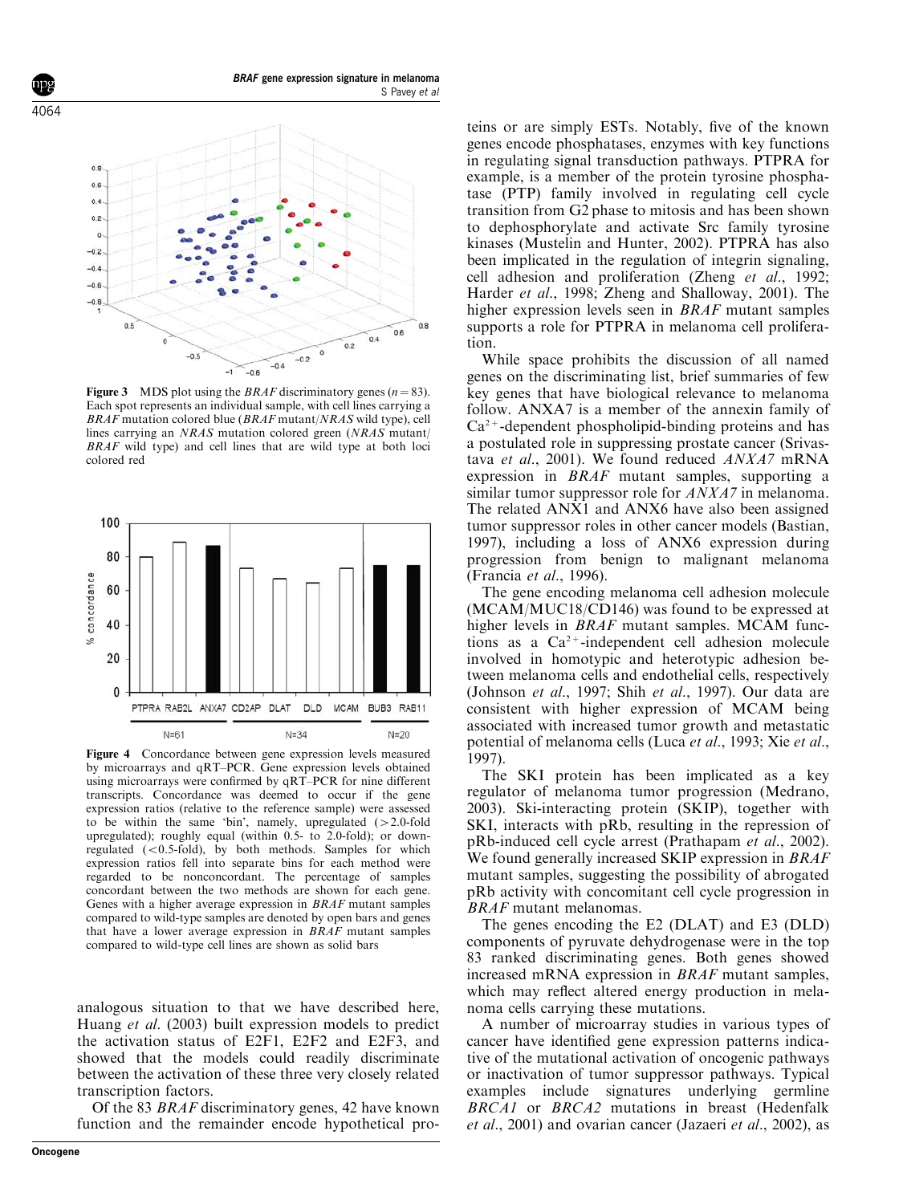Figure 3 MDS plot using the *BRAF* discriminatory genes ($n = 83$). Each spot represents an individual sample, with cell lines carrying a *BRAF* mutation colored blue (*BRAF* mutant/*NRAS* wild type), cell lines carrying an *NRAS* mutation colored green (*NRAS* mutant/*BRAF* wild type) and cell lines that are wild type at both loci colored red

Figure 4 Concordance between gene expression levels measured by microarrays and qRT–PCR. Gene expression levels obtained using microarrays were confirmed by qRT–PCR for nine different transcripts. Concordance was deemed to occur if the gene expression ratios (relative to the reference sample) were assessed to be within the same 'bin', namely, upregulated (>2.0-fold upregulated); roughly equal (within 0.5- to 2.0-fold); or downregulated (<0.5-fold), by both methods. Samples for which expression ratios fell into separate bins for each method were regarded to be nonconcordant. The percentage of samples concordant between the two methods are shown for each gene. Genes with a higher average expression in *BRAF* mutant samples compared to wild-type samples are denoted by open bars and genes that have a lower average expression in *BRAF* mutant samples compared to wild-type cell lines are shown as solid bars

analogous situation to that we have described here, Huang *et al*. (2003) built expression models to predict the activation status of E2F1, E2F2 and E2F3, and showed that the models could readily discriminate between the activation of these three very closely related transcription factors.

Of the 83 *BRAF* discriminatory genes, 42 have known function and the remainder encode hypothetical proteins or are simply ESTs. Notably, five of the known genes encode phosphatases, enzymes with key functions in regulating signal transduction pathways. PTPRA for example, is a member of the protein tyrosine phosphatase (PTP) family involved in regulating cell cycle transition from G2 phase to mitosis and has been shown to dephosphorylate and activate Src family tyrosine kinases (Mustelin and Hunter, 2002). PTPRA has also been implicated in the regulation of integrin signaling, cell adhesion and proliferation (Zheng *et al*., 1992; Harder *et al*., 1998; Zheng and Shalloway, 2001). The higher expression levels seen in *BRAF* mutant samples supports a role for PTPRA in melanoma cell proliferation.

While space prohibits the discussion of all named genes on the discriminating list, brief summaries of few key genes that have biological relevance to melanoma follow. ANXA7 is a member of the annexin family of $Ca^{2+}$-dependent phospholipid-binding proteins and has a postulated role in suppressing prostate cancer (Srivastava *et al*., 2001). We found reduced *ANXA7* mRNA expression in *BRAF* mutant samples, supporting a similar tumor suppressor role for *ANXA7* in melanoma. The related ANX1 and ANX6 have also been assigned tumor suppressor roles in other cancer models (Bastian, 1997), including a loss of ANX6 expression during progression from benign to malignant melanoma (Francia *et al*., 1996).

The gene encoding melanoma cell adhesion molecule (MCAM/MUC18/CD146) was found to be expressed at higher levels in *BRAF* mutant samples. MCAM functions as a $Ca^{2+}$-independent cell adhesion molecule involved in homotypic and heterotypic adhesion between melanoma cells and endothelial cells, respectively (Johnson *et al*., 1997; Shih *et al*., 1997). Our data are consistent with higher expression of MCAM being associated with increased tumor growth and metastatic potential of melanoma cells (Luca *et al*., 1993; Xie *et al*., 1997).

The SKI protein has been implicated as a key regulator of melanoma tumor progression (Medrano, 2003). Ski-interacting protein (SKIP), together with SKI, interacts with pRb, resulting in the repression of pRb-induced cell cycle arrest (Prathapam *et al*., 2002). We found generally increased SKIP expression in *BRAF* mutant samples, suggesting the possibility of abrogated pRb activity with concomitant cell cycle progression in *BRAF* mutant melanomas.

The genes encoding the E2 (DLAT) and E3 (DLD) components of pyruvate dehydrogenase were in the top 83 ranked discriminating genes. Both genes showed increased mRNA expression in *BRAF* mutant samples, which may reflect altered energy production in melanoma cells carrying these mutations.

A number of microarray studies in various types of cancer have identified gene expression patterns indicative of the mutational activation of oncogenic pathways or inactivation of tumor suppressor pathways. Typical examples include signatures underlying germline *BRCA1* or *BRCA2* mutations in breast (Hedenfalk *et al*., 2001) and ovarian cancer (Jazaeri *et al*., 2002), as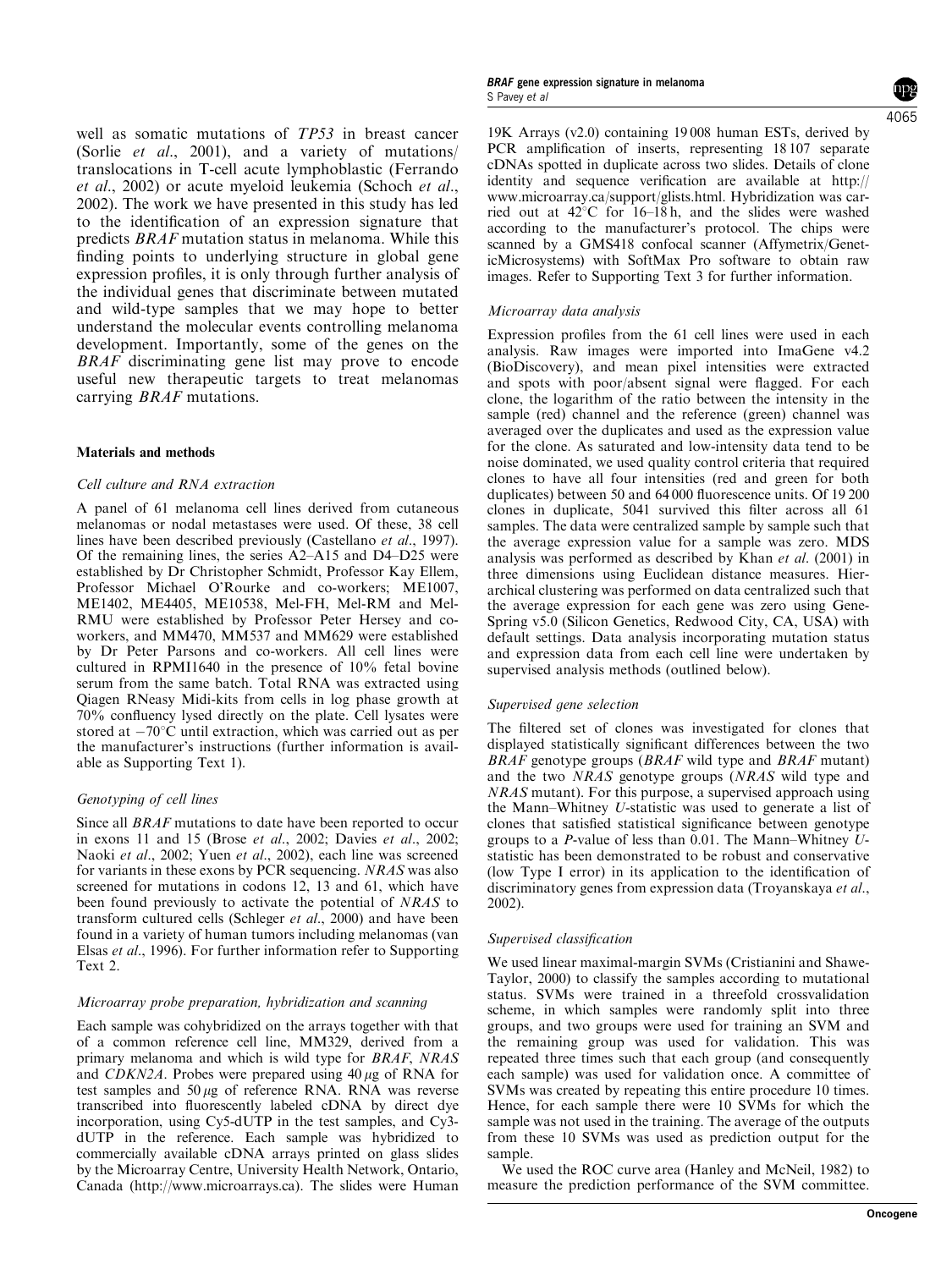well as somatic mutations of *TP53* in breast cancer (Sorlie *et al*., 2001), and a variety of mutations/translocations in T-cell acute lymphoblastic (Ferrando *et al*., 2002) or acute myeloid leukemia (Schoch *et al*., 2002). The work we have presented in this study has led to the identification of an expression signature that predicts *BRAF* mutation status in melanoma. While this finding points to underlying structure in global gene expression profiles, it is only through further analysis of the individual genes that discriminate between mutated and wild-type samples that we may hope to better understand the molecular events controlling melanoma development. Importantly, some of the genes on the *BRAF* discriminating gene list may prove to encode useful new therapeutic targets to treat melanomas carrying *BRAF* mutations.

## Materials and methods

### Cell culture and RNA extraction

A panel of 61 melanoma cell lines derived from cutaneous melanomas or nodal metastases were used. Of these, 38 cell lines have been described previously (Castellano *et al*., 1997). Of the remaining lines, the series A2–A15 and D4–D25 were established by Dr Christopher Schmidt, Professor Kay Ellem, Professor Michael O'Rourke and co-workers; ME1007, ME1402, ME4405, ME10538, Mel-FH, Mel-RM and Mel-RMU were established by Professor Peter Hersey and co-workers, and MM470, MM537 and MM629 were established by Dr Peter Parsons and co-workers. All cell lines were cultured in RPMI1640 in the presence of 10% fetal bovine serum from the same batch. Total RNA was extracted using Qiagen RNeasy Midi-kits from cells in log phase growth at 70% confluency lysed directly on the plate. Cell lysates were stored at −70°C until extraction, which was carried out as per the manufacturer's instructions (further information is available as Supporting Text 1).

### Genotyping of cell lines

Since all *BRAF* mutations to date have been reported to occur in exons 11 and 15 (Brose *et al*., 2002; Davies *et al*., 2002; Naoki *et al*., 2002; Yuen *et al*., 2002), each line was screened for variants in these exons by PCR sequencing. *NRAS* was also screened for mutations in codons 12, 13 and 61, which have been found previously to activate the potential of *NRAS* to transform cultured cells (Schleger *et al*., 2000) and have been found in a variety of human tumors including melanomas (van Elsas *et al*., 1996). For further information refer to Supporting Text 2.

### Microarray probe preparation, hybridization and scanning

Each sample was cohybridized on the arrays together with that of a common reference cell line, MM329, derived from a primary melanoma and which is wild type for *BRAF*, *NRAS* and *CDKN2A*. Probes were prepared using 40 $\mu$g of RNA for test samples and 50 $\mu$g of reference RNA. RNA was reverse transcribed into fluorescently labeled cDNA by direct dye incorporation, using Cy5-dUTP in the test samples, and Cy3-dUTP in the reference. Each sample was hybridized to commercially available cDNA arrays printed on glass slides by the Microarray Centre, University Health Network, Ontario, Canada (http://www.microarrays.ca). The slides were Human 19K Arrays (v2.0) containing 19 008 human ESTs, derived by PCR amplification of inserts, representing 18 107 separate cDNAs spotted in duplicate across two slides. Details of clone identity and sequence verification are available at http://www.microarray.ca/support/glists.html. Hybridization was carried out at 42°C for 16–18 h, and the slides were washed according to the manufacturer's protocol. The chips were scanned by a GMS418 confocal scanner (Affymetrix/GeneticMicrosystems) with SoftMax Pro software to obtain raw images. Refer to Supporting Text 3 for further information.

### Microarray data analysis

Expression profiles from the 61 cell lines were used in each analysis. Raw images were imported into ImaGene v4.2 (BioDiscovery), and mean pixel intensities were extracted and spots with poor/absent signal were flagged. For each clone, the logarithm of the ratio between the intensity in the sample (red) channel and the reference (green) channel was averaged over the duplicates and used as the expression value for the clone. As saturated and low-intensity data tend to be noise dominated, we used quality control criteria that required clones to have all four intensities (red and green for both duplicates) between 50 and 64 000 fluorescence units. Of 19 200 clones in duplicate, 5041 survived this filter across all 61 samples. The data were centralized sample by sample such that the average expression value for a sample was zero. MDS analysis was performed as described by Khan *et al*. (2001) in three dimensions using Euclidean distance measures. Hierarchical clustering was performed on data centralized such that the average expression for each gene was zero using GeneSpring v5.0 (Silicon Genetics, Redwood City, CA, USA) with default settings. Data analysis incorporating mutation status and expression data from each cell line were undertaken by supervised analysis methods (outlined below).

### Supervised gene selection

The filtered set of clones was investigated for clones that displayed statistically significant differences between the two *BRAF* genotype groups (*BRAF* wild type and *BRAF* mutant) and the two *NRAS* genotype groups (*NRAS* wild type and *NRAS* mutant). For this purpose, a supervised approach using the Mann–Whitney *U*-statistic was used to generate a list of clones that satisfied statistical significance between genotype groups to a *P*-value of less than 0.01. The Mann–Whitney *U*-statistic has been demonstrated to be robust and conservative (low Type I error) in its application to the identification of discriminatory genes from expression data (Troyanskaya *et al*., 2002).

### Supervised classification

We used linear maximal-margin SVMs (Cristianini and Shawe-Taylor, 2000) to classify the samples according to mutational status. SVMs were trained in a threefold crossvalidation scheme, in which samples were randomly split into three groups, and two groups were used for training an SVM and the remaining group was used for validation. This was repeated three times such that each group (and consequently each sample) was used for validation once. A committee of SVMs was created by repeating this entire procedure 10 times. Hence, for each sample there were 10 SVMs for which the sample was not used in the training. The average of the outputs from these 10 SVMs was used as prediction output for the sample.

We used the ROC curve area (Hanley and McNeil, 1982) to measure the prediction performance of the SVM committee.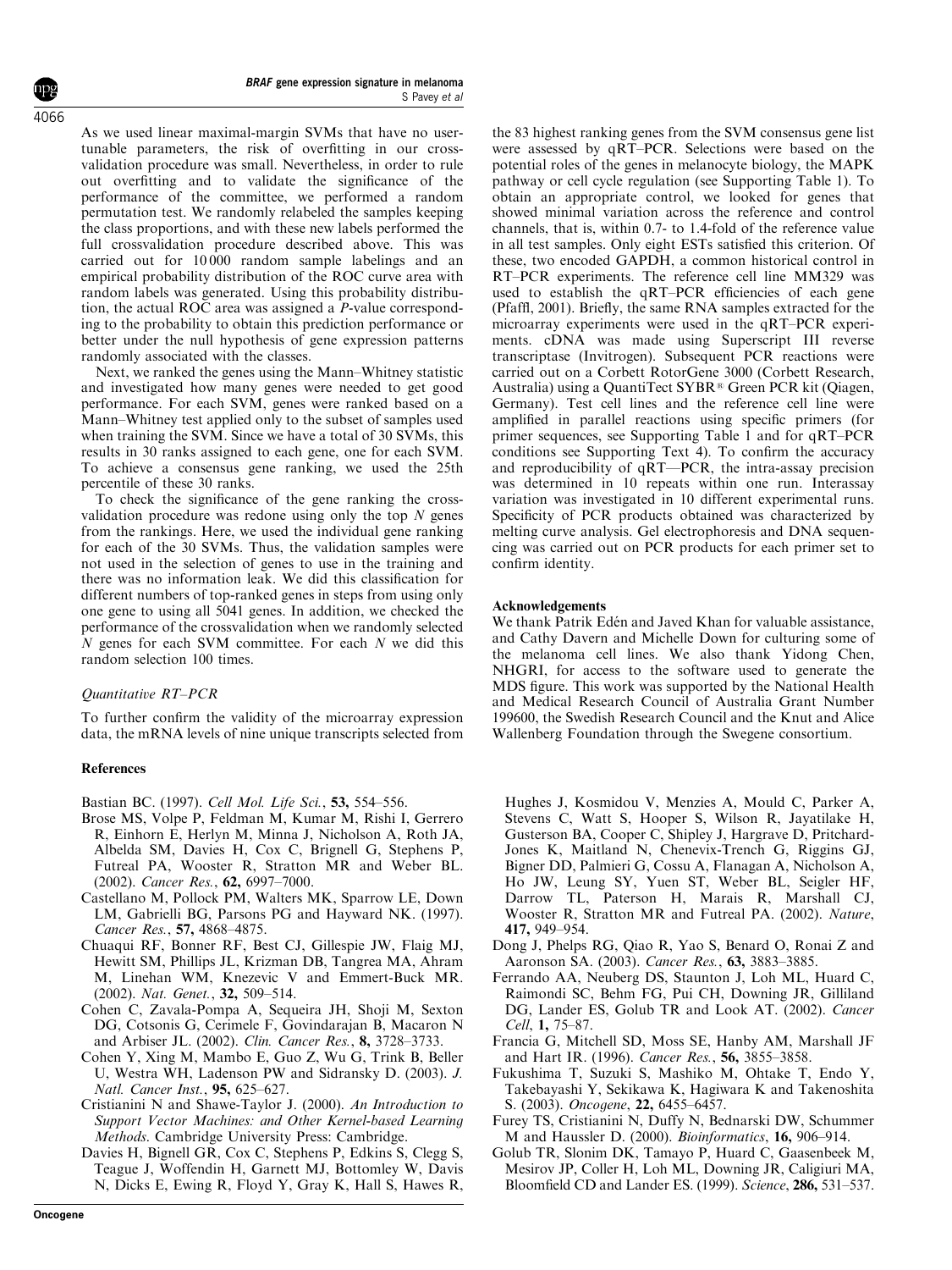As we used linear maximal-margin SVMs that have no user-tunable parameters, the risk of overfitting in our cross-validation procedure was small. Nevertheless, in order to rule out overfitting and to validate the significance of the performance of the committee, we performed a random permutation test. We randomly relabeled the samples keeping the class proportions, and with these new labels performed the full crossvalidation procedure described above. This was carried out for 10 000 random sample labelings and an empirical probability distribution of the ROC curve area with random labels was generated. Using this probability distribution, the actual ROC area was assigned a *P*-value corresponding to the probability to obtain this prediction performance or better under the null hypothesis of gene expression patterns randomly associated with the classes.

Next, we ranked the genes using the Mann–Whitney statistic and investigated how many genes were needed to get good performance. For each SVM, genes were ranked based on a Mann–Whitney test applied only to the subset of samples used when training the SVM. Since we have a total of 30 SVMs, this results in 30 ranks assigned to each gene, one for each SVM. To achieve a consensus gene ranking, we used the 25th percentile of these 30 ranks.

To check the significance of the gene ranking the crossvalidation procedure was redone using only the top $N$ genes from the rankings. Here, we used the individual gene ranking for each of the 30 SVMs. Thus, the validation samples were not used in the selection of genes to use in the training and there was no information leak. We did this classification for different numbers of top-ranked genes in steps from using only one gene to using all 5041 genes. In addition, we checked the performance of the crossvalidation when we randomly selected $N$ genes for each SVM committee. For each $N$ we did this random selection 100 times.

### *Quantitative RT–PCR*

To further confirm the validity of the microarray expression data, the mRNA levels of nine unique transcripts selected from the 83 highest ranking genes from the SVM consensus gene list were assessed by qRT–PCR. Selections were based on the potential roles of the genes in melanocyte biology, the MAPK pathway or cell cycle regulation (see Supporting Table 1). To obtain an appropriate control, we looked for genes that showed minimal variation across the reference and control channels, that is, within 0.7- to 1.4-fold of the reference value in all test samples. Only eight ESTs satisfied this criterion. Of these, two encoded GAPDH, a common historical control in RT–PCR experiments. The reference cell line MM329 was used to establish the qRT–PCR efficiencies of each gene (Pfaffl, 2001). Briefly, the same RNA samples extracted for the microarray experiments were used in the qRT–PCR experiments. cDNA was made using Superscript III reverse transcriptase (Invitrogen). Subsequent PCR reactions were carried out on a Corbett RotorGene 3000 (Corbett Research, Australia) using a QuantiTect SYBR® Green PCR kit (Qiagen, Germany). Test cell lines and the reference cell line were amplified in parallel reactions using specific primers (for primer sequences, see Supporting Table 1 and for qRT–PCR conditions see Supporting Text 4). To confirm the accuracy and reproducibility of qRT—PCR, the intra-assay precision was determined in 10 repeats within one run. Interassay variation was investigated in 10 different experimental runs. Specificity of PCR products obtained was characterized by melting curve analysis. Gel electrophoresis and DNA sequencing was carried out on PCR products for each primer set to confirm identity.

## Acknowledgements

We thank Patrik Edén and Javed Khan for valuable assistance, and Cathy Davern and Michelle Down for culturing some of the melanoma cell lines. We also thank Yidong Chen, NHGRI, for access to the software used to generate the MDS figure. This work was supported by the National Health and Medical Research Council of Australia Grant Number 199600, the Swedish Research Council and the Knut and Alice Wallenberg Foundation through the Swegene consortium.

## References

Bastian BC. (1997). *Cell Mol. Life Sci.*, **53,** 554–556.

Brose MS, Volpe P, Feldman M, Kumar M, Rishi I, Gerrero R, Einhorn E, Herlyn M, Minna J, Nicholson A, Roth JA, Albelda SM, Davies H, Cox C, Brignell G, Stephens P, Futreal PA, Wooster R, Stratton MR and Weber BL. (2002). *Cancer Res.*, **62,** 6997–7000.

Castellano M, Pollock PM, Walters MK, Sparrow LE, Down LM, Gabrielli BG, Parsons PG and Hayward NK. (1997). *Cancer Res.*, **57,** 4868–4875.

Chuaqui RF, Bonner RF, Best CJ, Gillespie JW, Flaig MJ, Hewitt SM, Phillips JL, Krizman DB, Tangrea MA, Ahram M, Linehan WM, Knezevic V and Emmert-Buck MR. (2002). *Nat. Genet.*, **32,** 509–514.

Cohen C, Zavala-Pompa A, Sequeira JH, Shoji M, Sexton DG, Cotsonis G, Cerimele F, Govindarajan B, Macaron N and Arbiser JL. (2002). *Clin. Cancer Res.*, **8,** 3728–3733.

Cohen Y, Xing M, Mambo E, Guo Z, Wu G, Trink B, Beller U, Westra WH, Ladenson PW and Sidransky D. (2003). *J. Natl. Cancer Inst.*, **95,** 625–627.

Cristianini N and Shawe-Taylor J. (2000). *An Introduction to Support Vector Machines: and Other Kernel-based Learning Methods*. Cambridge University Press: Cambridge.

Davies H, Bignell GR, Cox C, Stephens P, Edkins S, Clegg S, Teague J, Woffendin H, Garnett MJ, Bottomley W, Davis N, Dicks E, Ewing R, Floyd Y, Gray K, Hall S, Hawes R, Hughes J, Kosmidou V, Menzies A, Mould C, Parker A, Stevens C, Watt S, Hooper S, Wilson R, Jayatilake H, Gusterson BA, Cooper C, Shipley J, Hargrave D, Pritchard-Jones K, Maitland N, Chenevix-Trench G, Riggins GJ, Bigner DD, Palmieri G, Cossu A, Flanagan A, Nicholson A, Ho JW, Leung SY, Yuen ST, Weber BL, Seigler HF, Darrow TL, Paterson H, Marais R, Marshall CJ, Wooster R, Stratton MR and Futreal PA. (2002). *Nature*, **417,** 949–954.

Dong J, Phelps RG, Qiao R, Yao S, Benard O, Ronai Z and Aaronson SA. (2003). *Cancer Res.*, **63,** 3883–3885.

Ferrando AA, Neuberg DS, Staunton J, Loh ML, Huard C, Raimondi SC, Behm FG, Pui CH, Downing JR, Gilliland DG, Lander ES, Golub TR and Look AT. (2002). *Cancer Cell*, **1,** 75–87.

Francia G, Mitchell SD, Moss SE, Hanby AM, Marshall JF and Hart IR. (1996). *Cancer Res.*, **56,** 3855–3858.

Fukushima T, Suzuki S, Mashiko M, Ohtake T, Endo Y, Takebayashi Y, Sekikawa K, Hagiwara K and Takenoshita S. (2003). *Oncogene*, **22,** 6455–6457.

Furey TS, Cristianini N, Duffy N, Bednarski DW, Schummer M and Haussler D. (2000). *Bioinformatics*, **16,** 906–914.

Golub TR, Slonim DK, Tamayo P, Huard C, Gaasenbeek M, Mesirov JP, Coller H, Loh ML, Downing JR, Caligiuri MA, Bloomfield CD and Lander ES. (1999). *Science*, **286,** 531–537.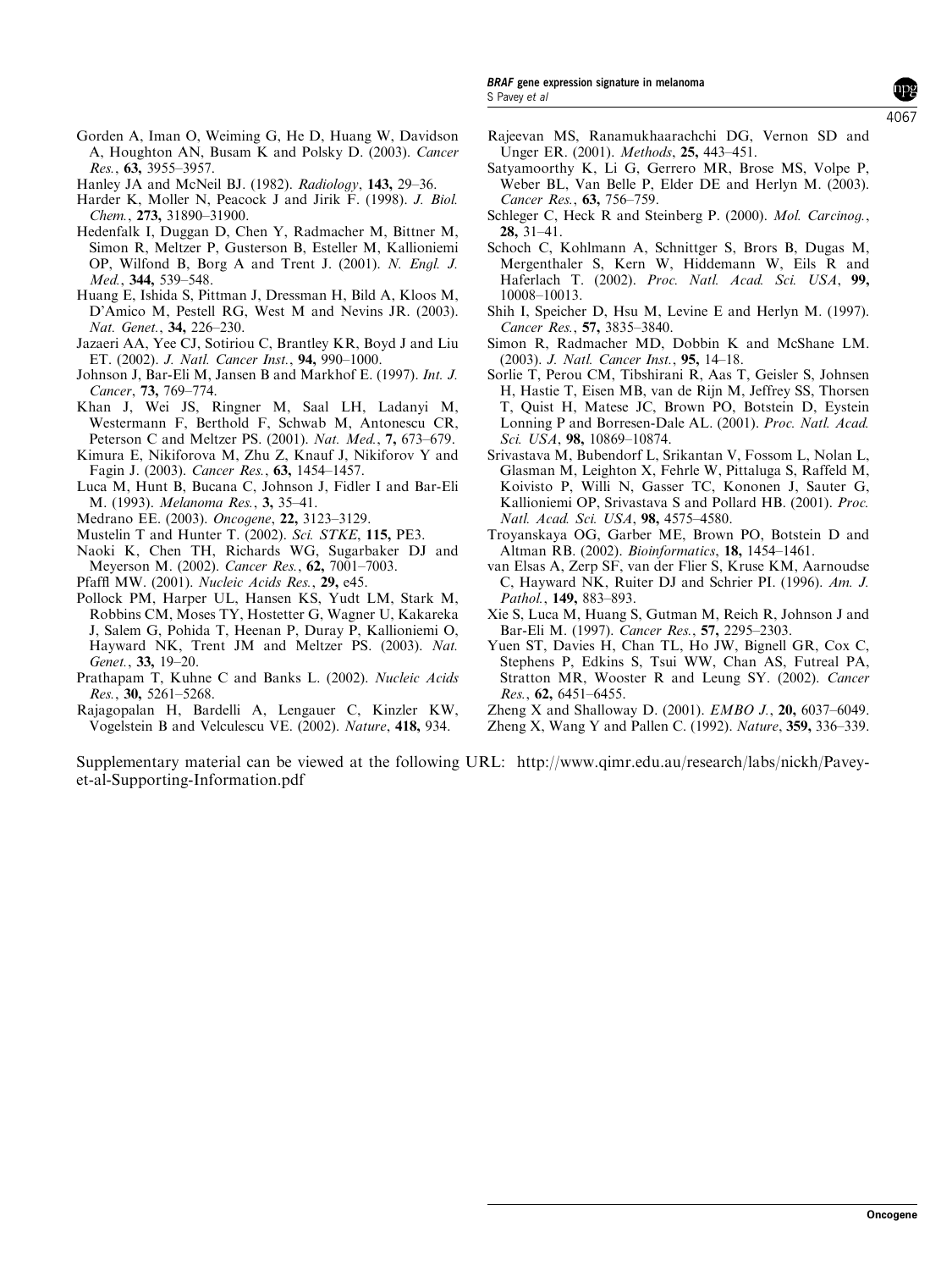Gorden A, Iman O, Weiming G, He D, Huang W, Davidson A, Houghton AN, Busam K and Polsky D. (2003). *Cancer Res.*, **63,** 3955–3957.

Hanley JA and McNeil BJ. (1982). *Radiology*, **143,** 29–36.

Harder K, Moller N, Peacock J and Jirik F. (1998). *J. Biol. Chem.*, **273,** 31890–31900.

Hedenfalk I, Duggan D, Chen Y, Radmacher M, Bittner M, Simon R, Meltzer P, Gusterson B, Esteller M, Kallioniemi OP, Wilfond B, Borg A and Trent J. (2001). *N. Engl. J. Med.*, **344,** 539–548.

Huang E, Ishida S, Pittman J, Dressman H, Bild A, Kloos M, D'Amico M, Pestell RG, West M and Nevins JR. (2003). *Nat. Genet.*, **34,** 226–230.

Jazaeri AA, Yee CJ, Sotiriou C, Brantley KR, Boyd J and Liu ET. (2002). *J. Natl. Cancer Inst.*, **94,** 990–1000.

Johnson J, Bar-Eli M, Jansen B and Markhof E. (1997). *Int. J. Cancer*, **73,** 769–774.

Khan J, Wei JS, Ringner M, Saal LH, Ladanyi M, Westermann F, Berthold F, Schwab M, Antonescu CR, Peterson C and Meltzer PS. (2001). *Nat. Med.*, **7,** 673–679.

Kimura E, Nikiforova M, Zhu Z, Knauf J, Nikiforov Y and Fagin J. (2003). *Cancer Res.*, **63,** 1454–1457.

Luca M, Hunt B, Bucana C, Johnson J, Fidler I and Bar-Eli M. (1993). *Melanoma Res.*, **3,** 35–41.

Medrano EE. (2003). *Oncogene*, **22,** 3123–3129.

Mustelin T and Hunter T. (2002). *Sci. STKE*, **115,** PE3.

Naoki K, Chen TH, Richards WG, Sugarbaker DJ and Meyerson M. (2002). *Cancer Res.*, **62,** 7001–7003.

Pfaffl MW. (2001). *Nucleic Acids Res.*, **29,** e45.

Pollock PM, Harper UL, Hansen KS, Yudt LM, Stark M, Robbins CM, Moses TY, Hostetter G, Wagner U, Kakareka J, Salem G, Pohida T, Heenan P, Duray P, Kallioniemi O, Hayward NK, Trent JM and Meltzer PS. (2003). *Nat. Genet.*, **33,** 19–20.

Prathapam T, Kuhne C and Banks L. (2002). *Nucleic Acids Res.*, **30,** 5261–5268.

Rajagopalan H, Bardelli A, Lengauer C, Kinzler KW, Vogelstein B and Velculescu VE. (2002). *Nature*, **418,** 934.

Rajeevan MS, Ranamukhaarachchi DG, Vernon SD and Unger ER. (2001). *Methods*, **25,** 443–451.

Satyamoorthy K, Li G, Gerrero MR, Brose MS, Volpe P, Weber BL, Van Belle P, Elder DE and Herlyn M. (2003). *Cancer Res.*, **63,** 756–759.

Schleger C, Heck R and Steinberg P. (2000). *Mol. Carcinog.*, **28,** 31–41.

Schoch C, Kohlmann A, Schnittger S, Brors B, Dugas M, Mergenthaler S, Kern W, Hiddemann W, Eils R and Haferlach T. (2002). *Proc. Natl. Acad. Sci. USA*, **99,** 10008–10013.

Shih I, Speicher D, Hsu M, Levine E and Herlyn M. (1997). *Cancer Res.*, **57,** 3835–3840.

Simon R, Radmacher MD, Dobbin K and McShane LM. (2003). *J. Natl. Cancer Inst.*, **95,** 14–18.

Sorlie T, Perou CM, Tibshirani R, Aas T, Geisler S, Johnsen H, Hastie T, Eisen MB, van de Rijn M, Jeffrey SS, Thorsen T, Quist H, Matese JC, Brown PO, Botstein D, Eystein Lonning P and Borresen-Dale AL. (2001). *Proc. Natl. Acad. Sci. USA*, **98,** 10869–10874.

Srivastava M, Bubendorf L, Srikantan V, Fossom L, Nolan L, Glasman M, Leighton X, Fehrle W, Pittaluga S, Raffeld M, Koivisto P, Willi N, Gasser TC, Kononen J, Sauter G, Kallioniemi OP, Srivastava S and Pollard HB. (2001). *Proc. Natl. Acad. Sci. USA*, **98,** 4575–4580.

Troyanskaya OG, Garber ME, Brown PO, Botstein D and Altman RB. (2002). *Bioinformatics*, **18,** 1454–1461.

van Elsas A, Zerp SF, van der Flier S, Kruse KM, Aarnoudse C, Hayward NK, Ruiter DJ and Schrier PI. (1996). *Am. J. Pathol.*, **149,** 883–893.

Xie S, Luca M, Huang S, Gutman M, Reich R, Johnson J and Bar-Eli M. (1997). *Cancer Res.*, **57,** 2295–2303.

Yuen ST, Davies H, Chan TL, Ho JW, Bignell GR, Cox C, Stephens P, Edkins S, Tsui WW, Chan AS, Futreal PA, Stratton MR, Wooster R and Leung SY. (2002). *Cancer Res.*, **62,** 6451–6455.

Zheng X and Shalloway D. (2001). *EMBO J.*, **20,** 6037–6049.

Zheng X, Wang Y and Pallen C. (1992). *Nature*, **359,** 336–339.

Supplementary material can be viewed at the following URL: http://www.qimr.edu.au/research/labs/nickh/Pavey-et-al-Supporting-Information.pdf